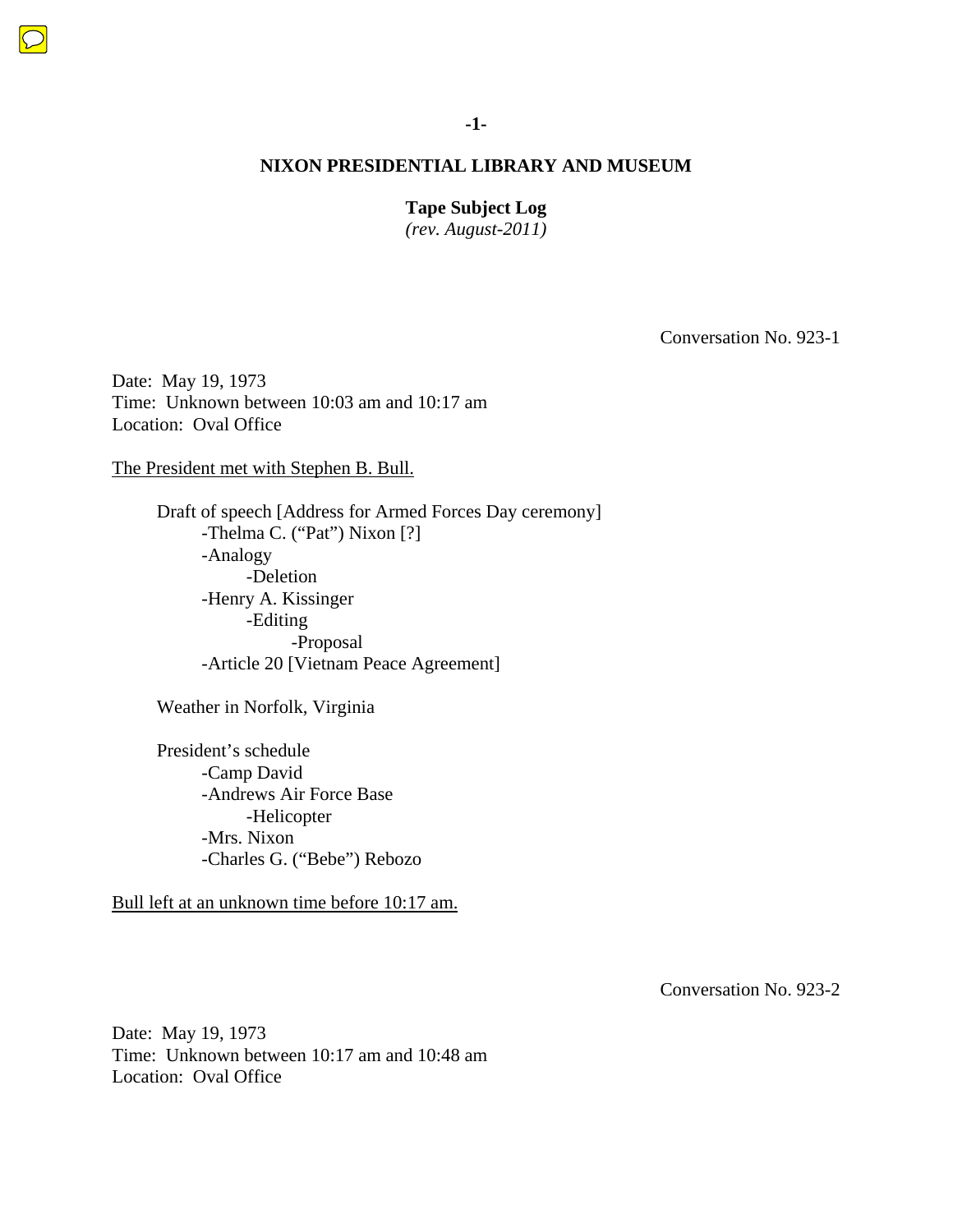# NIXON PRESIDENTIAL LIBRARY AND MUSEUM

**Tape Subject Log**
*(rev. August-2011)*

Conversation No. 923-1

Date: May 19, 1973
Time: Unknown between 10:03 am and 10:17 am
Location: Oval Office

The President met with Stephen B. Bull.

- Draft of speech [Address for Armed Forces Day ceremony]
  - Thelma C. ("Pat") Nixon [?]
  - Analogy
    - Deletion
  - Henry A. Kissinger
    - Editing
      - Proposal
  - Article 20 [Vietnam Peace Agreement]

- Weather in Norfolk, Virginia

- President's schedule
  - Camp David
  - Andrews Air Force Base
    - Helicopter
  - Mrs. Nixon
  - Charles G. ("Bebe") Rebozo

Bull left at an unknown time before 10:17 am.

Conversation No. 923-2

Date: May 19, 1973
Time: Unknown between 10:17 am and 10:48 am
Location: Oval Office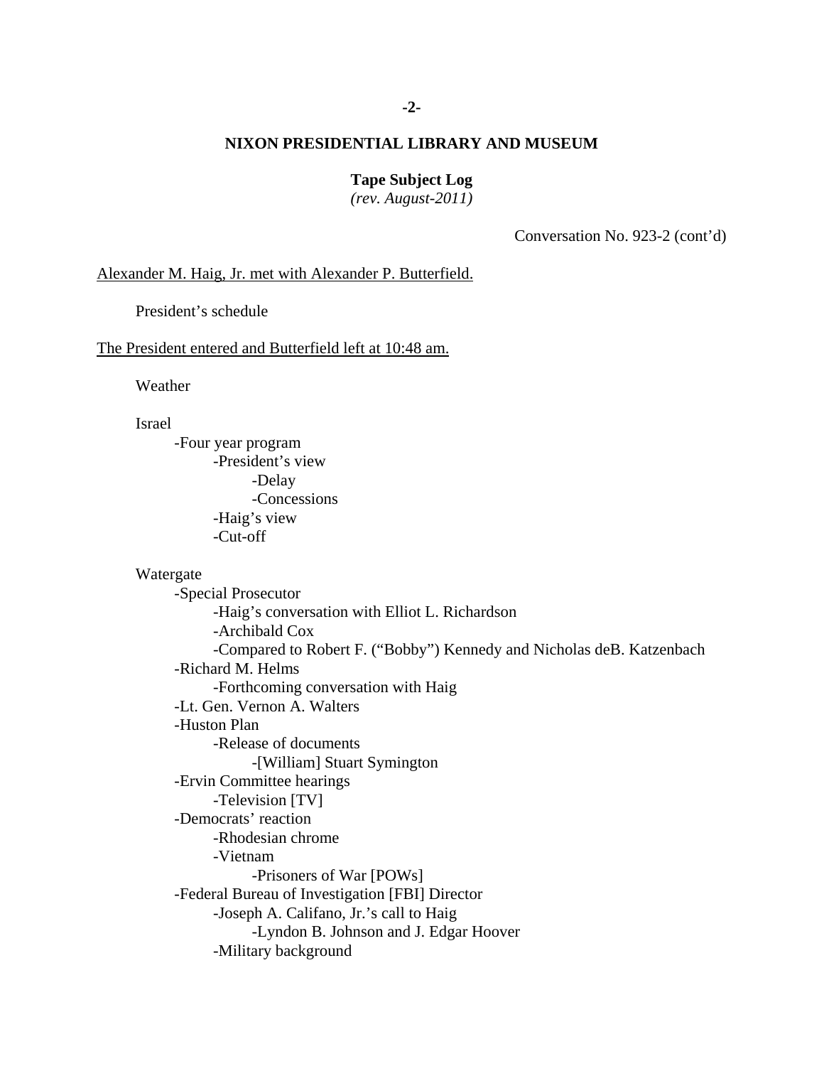**NIXON PRESIDENTIAL LIBRARY AND MUSEUM**

**Tape Subject Log**
*(rev. August-2011)*

Conversation No. 923-2 (cont'd)

<u>Alexander M. Haig, Jr. met with Alexander P. Butterfield.</u>

President's schedule

<u>The President entered and Butterfield left at 10:48 am.</u>

Weather

Israel
- -Four year program
    - -President's view
        - -Delay
        - -Concessions
    - -Haig's view
    - -Cut-off

Watergate
- -Special Prosecutor
    - -Haig's conversation with Elliot L. Richardson
    - -Archibald Cox
    - -Compared to Robert F. ("Bobby") Kennedy and Nicholas deB. Katzenbach
- -Richard M. Helms
    - -Forthcoming conversation with Haig
- -Lt. Gen. Vernon A. Walters
- -Huston Plan
    - -Release of documents
        - -[William] Stuart Symington
- -Ervin Committee hearings
    - -Television [TV]
- -Democrats' reaction
    - -Rhodesian chrome
    - -Vietnam
        - -Prisoners of War [POWs]
- -Federal Bureau of Investigation [FBI] Director
    - -Joseph A. Califano, Jr.'s call to Haig
        - -Lyndon B. Johnson and J. Edgar Hoover
    - -Military background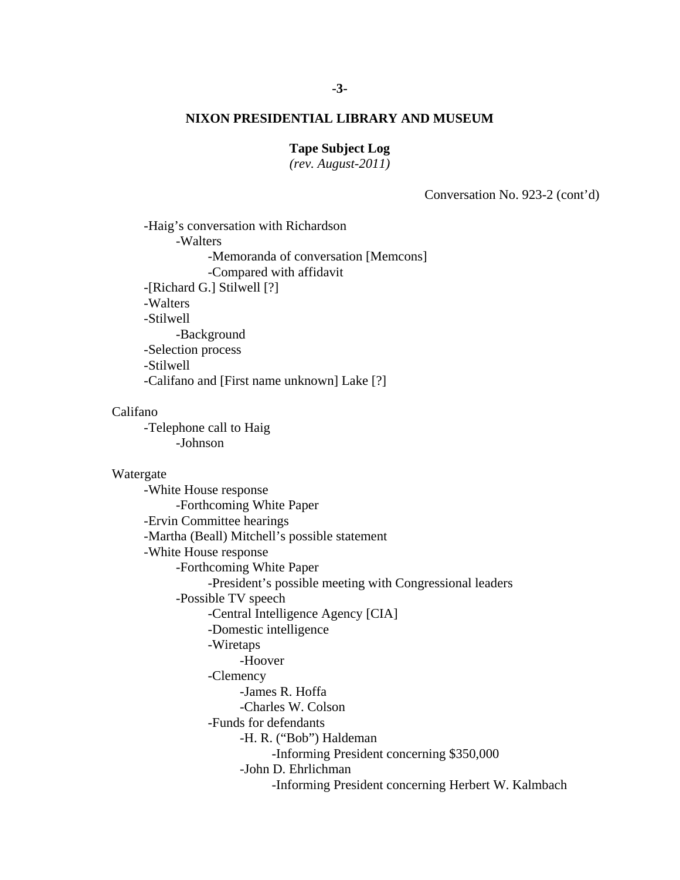**NIXON PRESIDENTIAL LIBRARY AND MUSEUM**

**Tape Subject Log**
*(rev. August-2011)*

Conversation No. 923-2 (cont'd)

- -Haig's conversation with Richardson
  - -Walters
    - -Memoranda of conversation [Memcons]
    - -Compared with affidavit
- -[Richard G.] Stilwell [?]
- -Walters
- -Stilwell
  - -Background
- -Selection process
- -Stilwell
- -Califano and [First name unknown] Lake [?]

Califano
- -Telephone call to Haig
  - -Johnson

Watergate
- -White House response
  - -Forthcoming White Paper
- -Ervin Committee hearings
- -Martha (Beall) Mitchell's possible statement
- -White House response
  - -Forthcoming White Paper
    - -President's possible meeting with Congressional leaders
  - -Possible TV speech
    - -Central Intelligence Agency [CIA]
    - -Domestic intelligence
    - -Wiretaps
      - -Hoover
    - -Clemency
      - -James R. Hoffa
      - -Charles W. Colson
    - -Funds for defendants
      - -H. R. ("Bob") Haldeman
        - -Informing President concerning $350,000
      - -John D. Ehrlichman
        - -Informing President concerning Herbert W. Kalmbach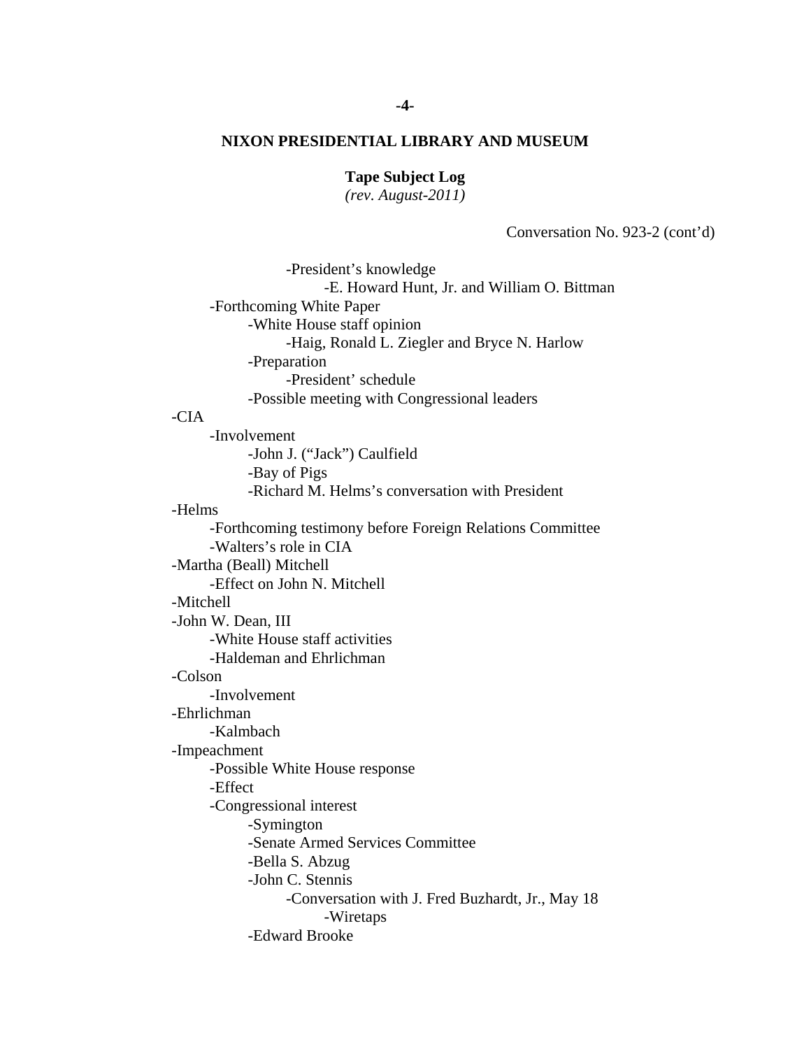**NIXON PRESIDENTIAL LIBRARY AND MUSEUM**

**Tape Subject Log**
*(rev. August-2011)*

Conversation No. 923-2 (cont'd)

- -President's knowledge
    - -E. Howard Hunt, Jr. and William O. Bittman
- -Forthcoming White Paper
    - -White House staff opinion
        - -Haig, Ronald L. Ziegler and Bryce N. Harlow
    - -Preparation
        - -President' schedule
    - -Possible meeting with Congressional leaders

-CIA
- -Involvement
    - -John J. ("Jack") Caulfield
    - -Bay of Pigs
    - -Richard M. Helms's conversation with President

-Helms
- -Forthcoming testimony before Foreign Relations Committee
- -Walters's role in CIA

-Martha (Beall) Mitchell
- -Effect on John N. Mitchell

-Mitchell

-John W. Dean, III
- -White House staff activities
- -Haldeman and Ehrlichman

-Colson
- -Involvement

-Ehrlichman
- -Kalmbach

-Impeachment
- -Possible White House response
- -Effect
- -Congressional interest
    - -Symington
    - -Senate Armed Services Committee
    - -Bella S. Abzug
    - -John C. Stennis
        - -Conversation with J. Fred Buzhardt, Jr., May 18
            - -Wiretaps
    - -Edward Brooke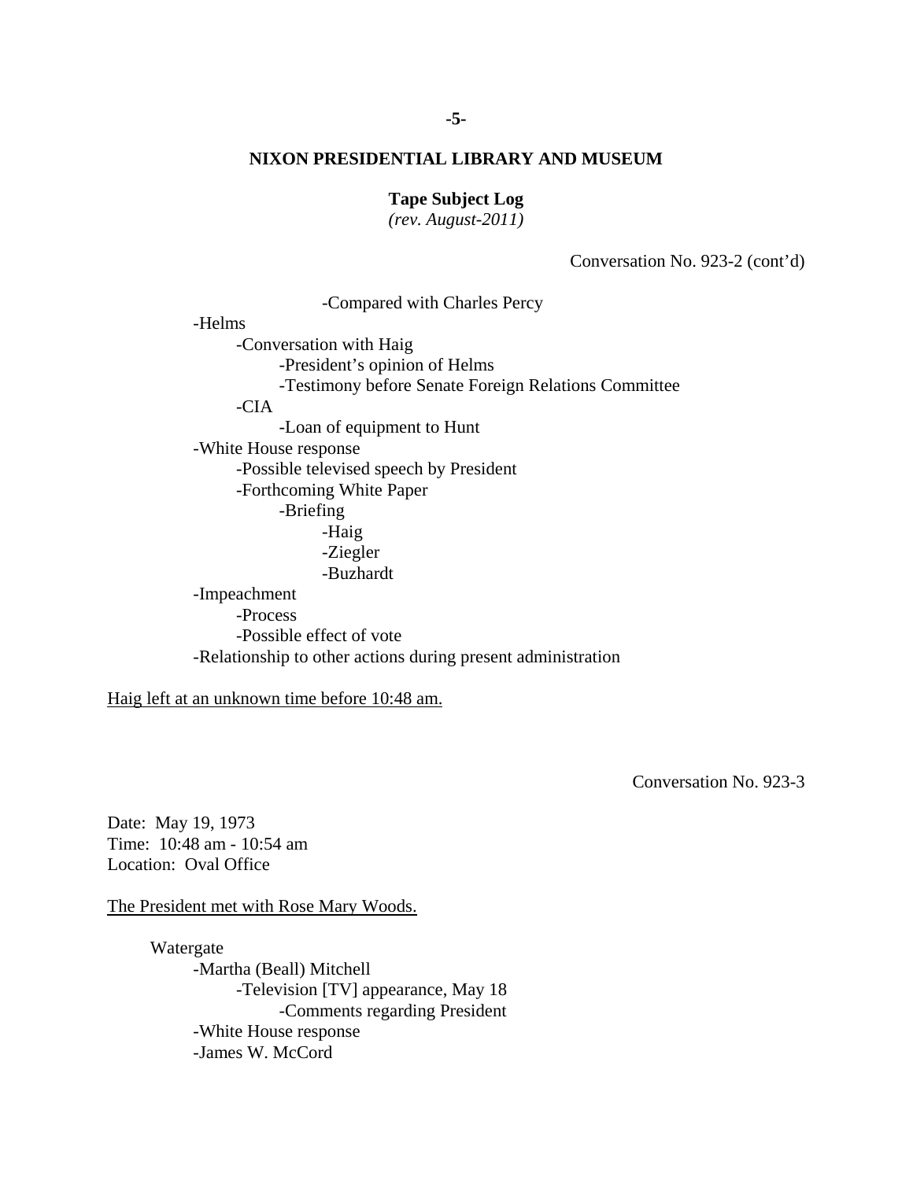**NIXON PRESIDENTIAL LIBRARY AND MUSEUM**

**Tape Subject Log**
*(rev. August-2011)*

Conversation No. 923-2 (cont'd)

- -Compared with Charles Percy
- -Helms
  - -Conversation with Haig
    - -President's opinion of Helms
    - -Testimony before Senate Foreign Relations Committee
  - -CIA
    - -Loan of equipment to Hunt
- -White House response
  - -Possible televised speech by President
  - -Forthcoming White Paper
    - -Briefing
      - -Haig
      - -Ziegler
      - -Buzhardt
- -Impeachment
  - -Process
  - -Possible effect of vote
- -Relationship to other actions during present administration

<u>Haig left at an unknown time before 10:48 am.</u>

Conversation No. 923-3

Date: May 19, 1973
Time: 10:48 am - 10:54 am
Location: Oval Office

<u>The President met with Rose Mary Woods.</u>

Watergate
- -Martha (Beall) Mitchell
  - -Television [TV] appearance, May 18
    - -Comments regarding President
- -White House response
- -James W. McCord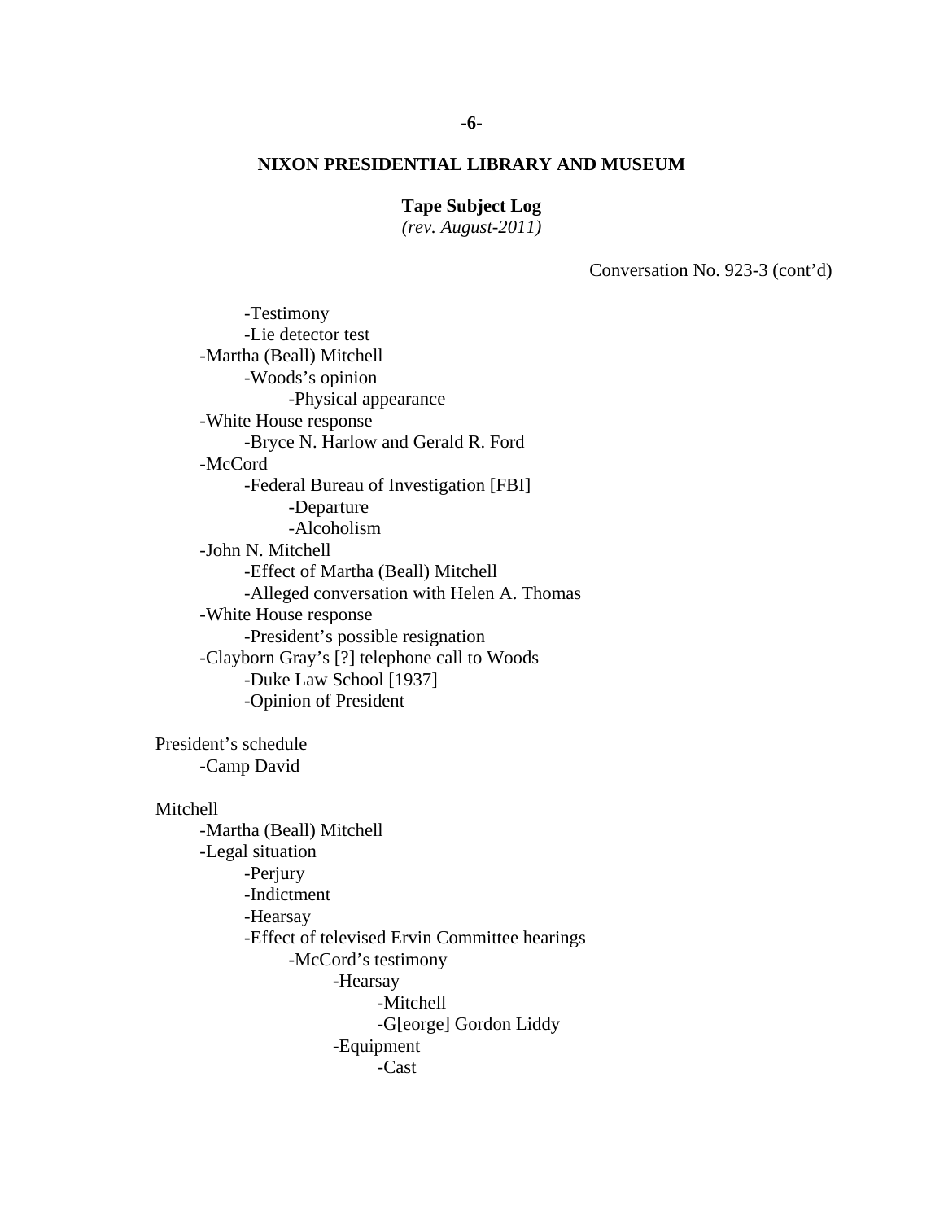**NIXON PRESIDENTIAL LIBRARY AND MUSEUM**

**Tape Subject Log**
*(rev. August-2011)*

Conversation No. 923-3 (cont'd)

- -Testimony
- -Lie detector test

-Martha (Beall) Mitchell
- -Woods's opinion
  - -Physical appearance

-White House response
- -Bryce N. Harlow and Gerald R. Ford

-McCord
- -Federal Bureau of Investigation [FBI]
  - -Departure
  - -Alcoholism

-John N. Mitchell
- -Effect of Martha (Beall) Mitchell
- -Alleged conversation with Helen A. Thomas

-White House response
- -President's possible resignation

-Clayborn Gray's [?] telephone call to Woods
- -Duke Law School [1937]
- -Opinion of President

President's schedule
- -Camp David

Mitchell
- -Martha (Beall) Mitchell
- -Legal situation
  - -Perjury
  - -Indictment
  - -Hearsay
  - -Effect of televised Ervin Committee hearings
    - -McCord's testimony
      - -Hearsay
        - -Mitchell
        - -G[eorge] Gordon Liddy
      - -Equipment
        - -Cast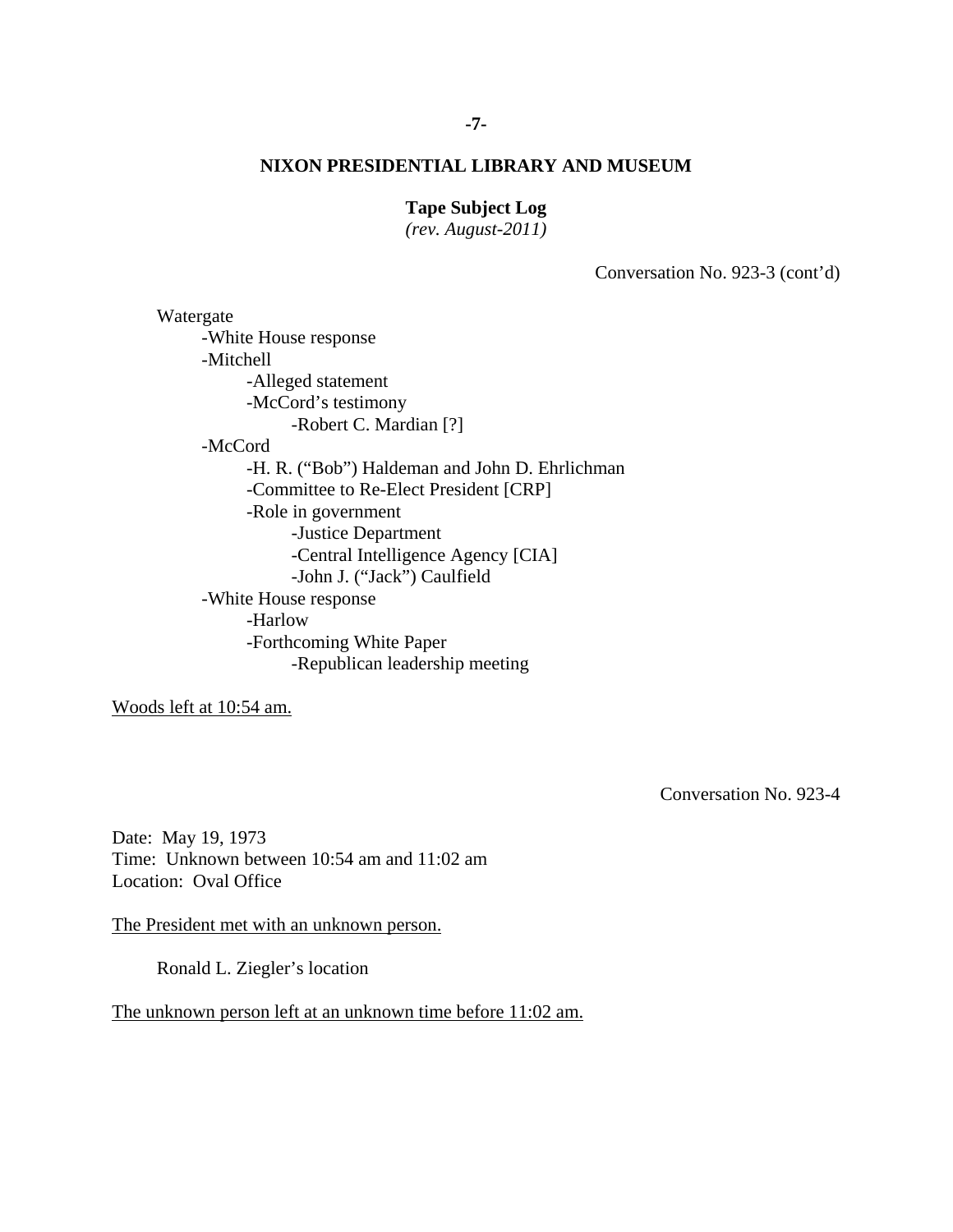**NIXON PRESIDENTIAL LIBRARY AND MUSEUM**

**Tape Subject Log**
*(rev. August-2011)*

Conversation No. 923-3 (cont'd)

Watergate
- -White House response
- -Mitchell
  - -Alleged statement
  - -McCord's testimony
    - -Robert C. Mardian [?]
- -McCord
  - -H. R. ("Bob") Haldeman and John D. Ehrlichman
  - -Committee to Re-Elect President [CRP]
  - -Role in government
    - -Justice Department
    - -Central Intelligence Agency [CIA]
    - -John J. ("Jack") Caulfield
- -White House response
  - -Harlow
  - -Forthcoming White Paper
    - -Republican leadership meeting

<u>Woods left at 10:54 am.</u>

Conversation No. 923-4

Date: May 19, 1973
Time: Unknown between 10:54 am and 11:02 am
Location: Oval Office

<u>The President met with an unknown person.</u>

Ronald L. Ziegler's location

<u>The unknown person left at an unknown time before 11:02 am.</u>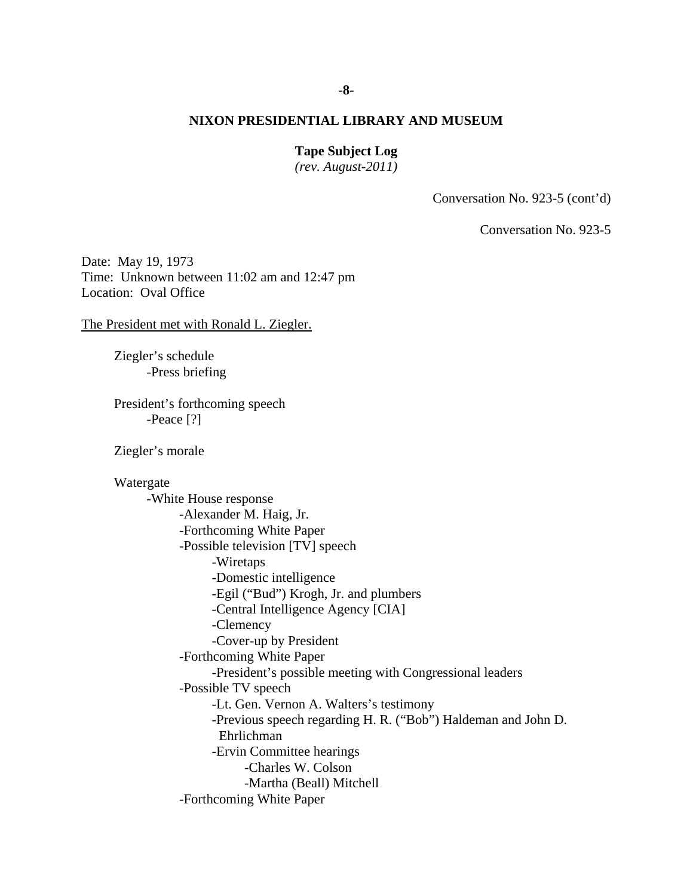**NIXON PRESIDENTIAL LIBRARY AND MUSEUM**

**Tape Subject Log**
*(rev. August-2011)*

Conversation No. 923-5 (cont'd)

Conversation No. 923-5

Date: May 19, 1973
Time: Unknown between 11:02 am and 12:47 pm
Location: Oval Office

The President met with Ronald L. Ziegler.

- Ziegler's schedule
  - -Press briefing
- President's forthcoming speech
  - -Peace [?]
- Ziegler's morale
- Watergate
  - -White House response
    - -Alexander M. Haig, Jr.
    - -Forthcoming White Paper
    - -Possible television [TV] speech
      - -Wiretaps
      - -Domestic intelligence
      - -Egil ("Bud") Krogh, Jr. and plumbers
      - -Central Intelligence Agency [CIA]
      - -Clemency
      - -Cover-up by President
    - -Forthcoming White Paper
      - -President's possible meeting with Congressional leaders
    - -Possible TV speech
      - -Lt. Gen. Vernon A. Walters's testimony
      - -Previous speech regarding H. R. ("Bob") Haldeman and John D. Ehrlichman
      - -Ervin Committee hearings
        - -Charles W. Colson
        - -Martha (Beall) Mitchell
    - -Forthcoming White Paper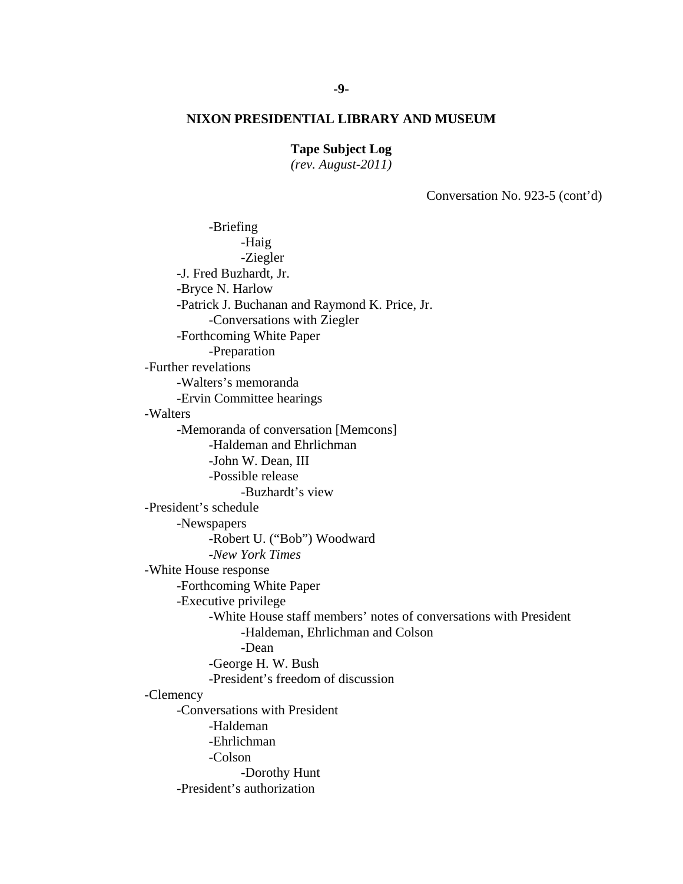**NIXON PRESIDENTIAL LIBRARY AND MUSEUM**

**Tape Subject Log**
*(rev. August-2011)*

Conversation No. 923-5 (cont'd)

- -Briefing
  - -Haig
  - -Ziegler
- -J. Fred Buzhardt, Jr.
- -Bryce N. Harlow
- -Patrick J. Buchanan and Raymond K. Price, Jr.
  - -Conversations with Ziegler
- -Forthcoming White Paper
  - -Preparation

-Further revelations
- -Walters's memoranda
- -Ervin Committee hearings

-Walters
- -Memoranda of conversation [Memcons]
  - -Haldeman and Ehrlichman
  - -John W. Dean, III
  - -Possible release
    - -Buzhardt's view

-President's schedule
- -Newspapers
  - -Robert U. ("Bob") Woodward
  - -*New York Times*

-White House response
- -Forthcoming White Paper
- -Executive privilege
  - -White House staff members' notes of conversations with President
    - -Haldeman, Ehrlichman and Colson
    - -Dean
  - -George H. W. Bush
  - -President's freedom of discussion

-Clemency
- -Conversations with President
  - -Haldeman
  - -Ehrlichman
  - -Colson
    - -Dorothy Hunt
- -President's authorization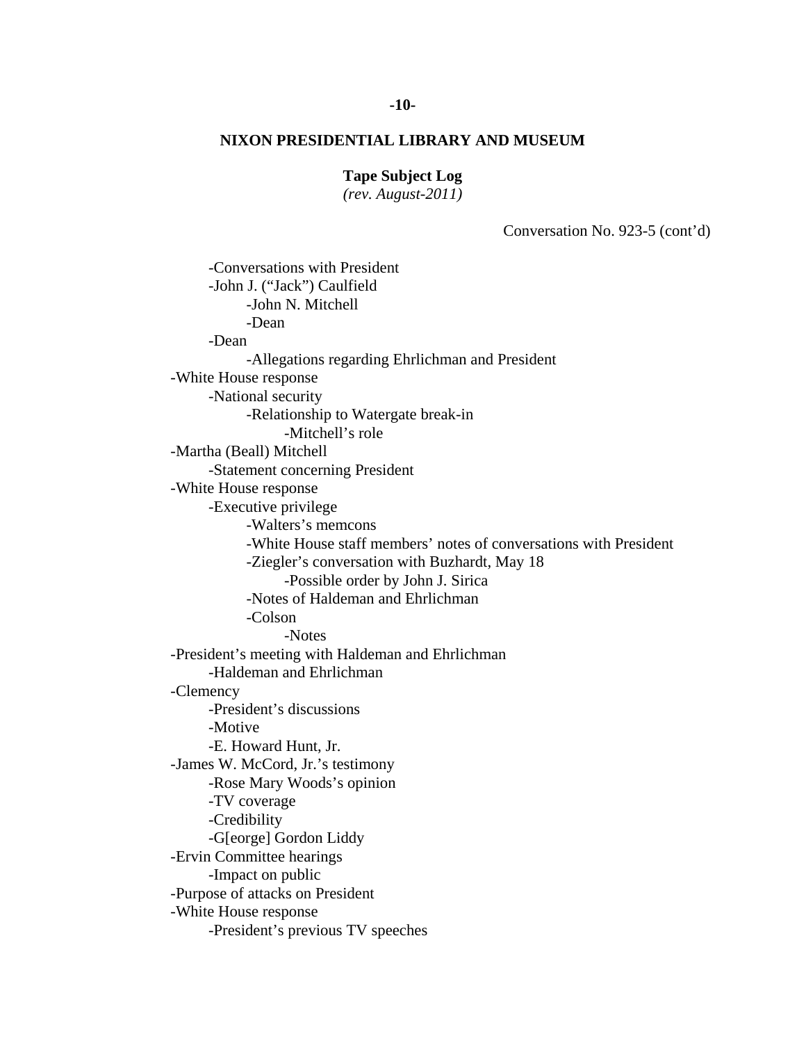**NIXON PRESIDENTIAL LIBRARY AND MUSEUM**

**Tape Subject Log**
*(rev. August-2011)*

Conversation No. 923-5 (cont'd)

- -Conversations with President
- -John J. ("Jack") Caulfield
    - -John N. Mitchell
    - -Dean
- -Dean
    - -Allegations regarding Ehrlichman and President

-White House response
- -National security
    - -Relationship to Watergate break-in
        - -Mitchell's role

-Martha (Beall) Mitchell
- -Statement concerning President

-White House response
- -Executive privilege
    - -Walters's memcons
    - -White House staff members' notes of conversations with President
    - -Ziegler's conversation with Buzhardt, May 18
        - -Possible order by John J. Sirica
    - -Notes of Haldeman and Ehrlichman
    - -Colson
        - -Notes

-President's meeting with Haldeman and Ehrlichman
- -Haldeman and Ehrlichman

-Clemency
- -President's discussions
- -Motive
- -E. Howard Hunt, Jr.

-James W. McCord, Jr.'s testimony
- -Rose Mary Woods's opinion
- -TV coverage
- -Credibility
- -G[eorge] Gordon Liddy

-Ervin Committee hearings
- -Impact on public

-Purpose of attacks on President

-White House response
- -President's previous TV speeches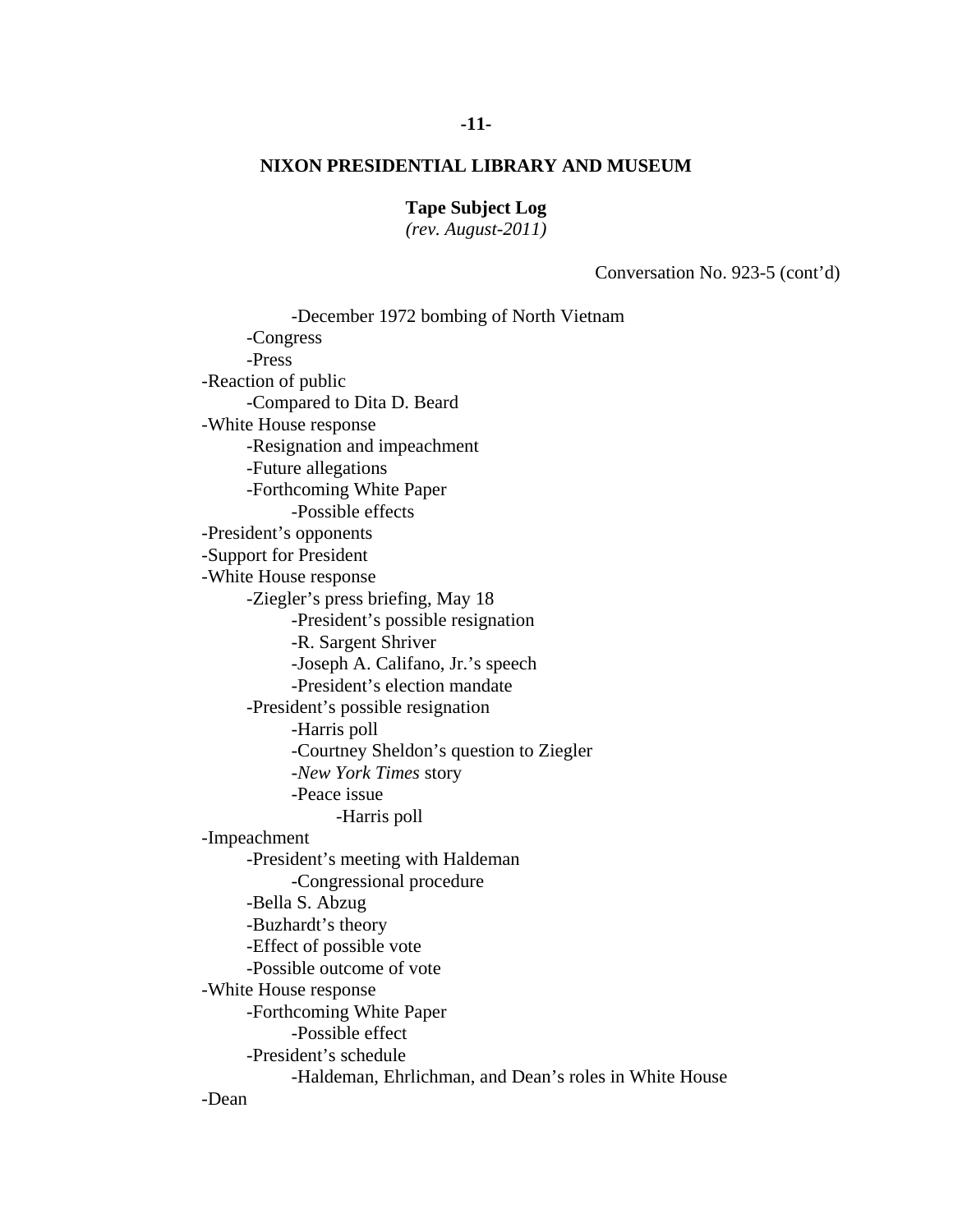**NIXON PRESIDENTIAL LIBRARY AND MUSEUM**

**Tape Subject Log**
*(rev. August-2011)*

Conversation No. 923-5 (cont'd)

            -December 1972 bombing of North Vietnam
        -Congress
        -Press
    -Reaction of public
        -Compared to Dita D. Beard
    -White House response
        -Resignation and impeachment
        -Future allegations
        -Forthcoming White Paper
            -Possible effects
    -President's opponents
    -Support for President
    -White House response
        -Ziegler's press briefing, May 18
            -President's possible resignation
            -R. Sargent Shriver
            -Joseph A. Califano, Jr.'s speech
            -President's election mandate
        -President's possible resignation
            -Harris poll
            -Courtney Sheldon's question to Ziegler
            -*New York Times* story
            -Peace issue
                -Harris poll
    -Impeachment
        -President's meeting with Haldeman
            -Congressional procedure
        -Bella S. Abzug
        -Buzhardt's theory
        -Effect of possible vote
        -Possible outcome of vote
    -White House response
        -Forthcoming White Paper
            -Possible effect
        -President's schedule
            -Haldeman, Ehrlichman, and Dean's roles in White House
    -Dean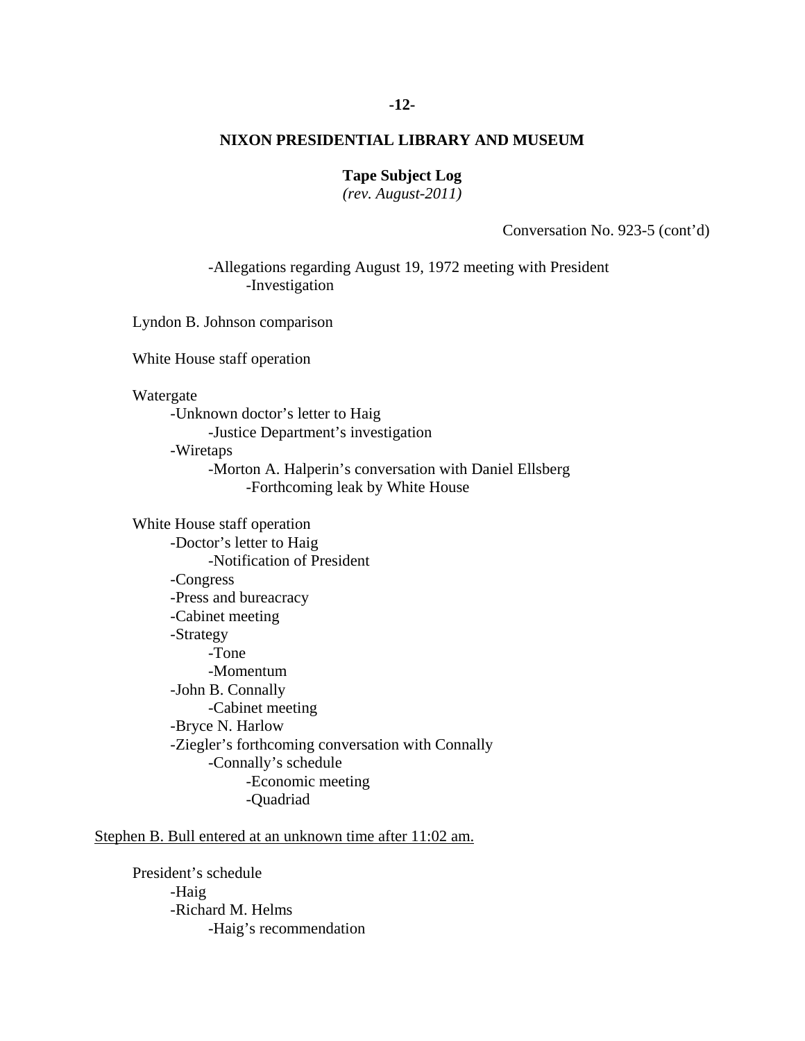**NIXON PRESIDENTIAL LIBRARY AND MUSEUM**

**Tape Subject Log**
*(rev. August-2011)*

Conversation No. 923-5 (cont'd)

- Allegations regarding August 19, 1972 meeting with President
    - Investigation

Lyndon B. Johnson comparison

White House staff operation

Watergate
- Unknown doctor's letter to Haig
    - Justice Department's investigation
- Wiretaps
    - Morton A. Halperin's conversation with Daniel Ellsberg
        - Forthcoming leak by White House

White House staff operation
- Doctor's letter to Haig
    - Notification of President
- Congress
- Press and bureacracy
- Cabinet meeting
- Strategy
    - Tone
    - Momentum
- John B. Connally
    - Cabinet meeting
- Bryce N. Harlow
- Ziegler's forthcoming conversation with Connally
    - Connally's schedule
        - Economic meeting
        - Quadriad

<u>Stephen B. Bull entered at an unknown time after 11:02 am.</u>

President's schedule
- Haig
- Richard M. Helms
    - Haig's recommendation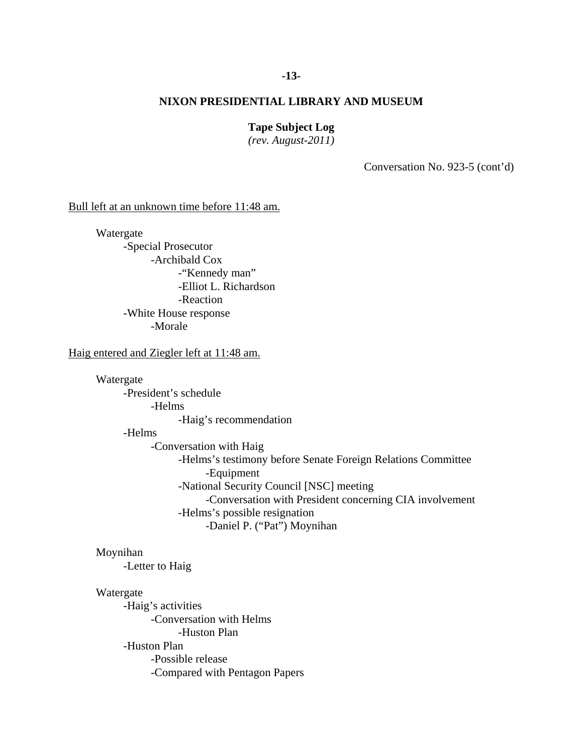# NIXON PRESIDENTIAL LIBRARY AND MUSEUM

**Tape Subject Log**
*(rev. August-2011)*

Conversation No. 923-5 (cont'd)

<u>Bull left at an unknown time before 11:48 am.</u>

- Watergate
  - -Special Prosecutor
    - -Archibald Cox
      - -"Kennedy man"
      - -Elliot L. Richardson
      - -Reaction
  - -White House response
    - -Morale

<u>Haig entered and Ziegler left at 11:48 am.</u>

- Watergate
  - -President's schedule
    - -Helms
      - -Haig's recommendation
  - -Helms
    - -Conversation with Haig
      - -Helms's testimony before Senate Foreign Relations Committee
        - -Equipment
      - -National Security Council [NSC] meeting
        - -Conversation with President concerning CIA involvement
      - -Helms's possible resignation
        - -Daniel P. ("Pat") Moynihan

- Moynihan
  - -Letter to Haig

- Watergate
  - -Haig's activities
    - -Conversation with Helms
      - -Huston Plan
  - -Huston Plan
    - -Possible release
    - -Compared with Pentagon Papers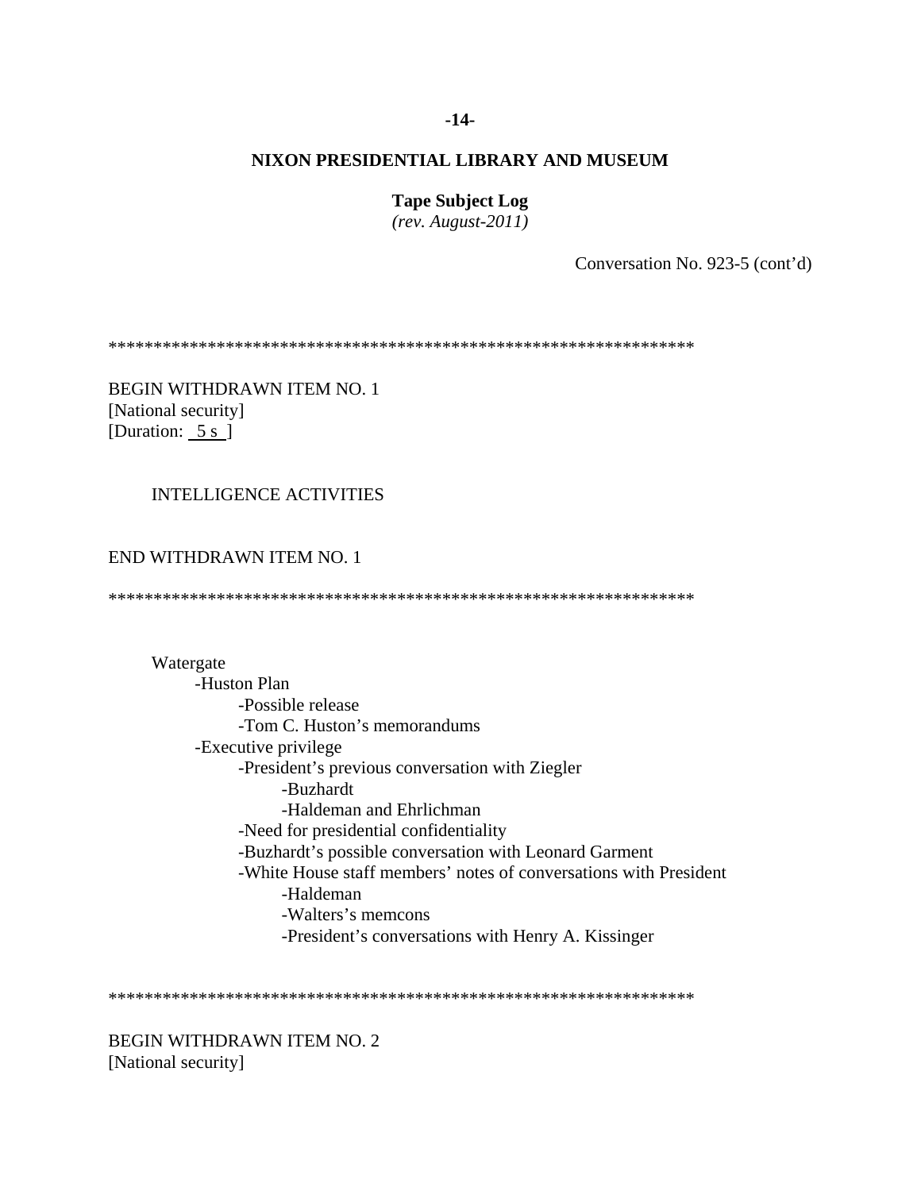**NIXON PRESIDENTIAL LIBRARY AND MUSEUM**

**Tape Subject Log**
*(rev. August-2011)*

Conversation No. 923-5 (cont'd)

*****************************************************************

BEGIN WITHDRAWN ITEM NO. 1
[National security]
[Duration: 5 s ]

INTELLIGENCE ACTIVITIES

END WITHDRAWN ITEM NO. 1

*****************************************************************

Watergate
- -Huston Plan
    - -Possible release
    - -Tom C. Huston's memorandums
- -Executive privilege
    - -President's previous conversation with Ziegler
        - -Buzhardt
        - -Haldeman and Ehrlichman
    - -Need for presidential confidentiality
    - -Buzhardt's possible conversation with Leonard Garment
    - -White House staff members' notes of conversations with President
        - -Haldeman
        - -Walters's memcons
        - -President's conversations with Henry A. Kissinger

*****************************************************************

BEGIN WITHDRAWN ITEM NO. 2
[National security]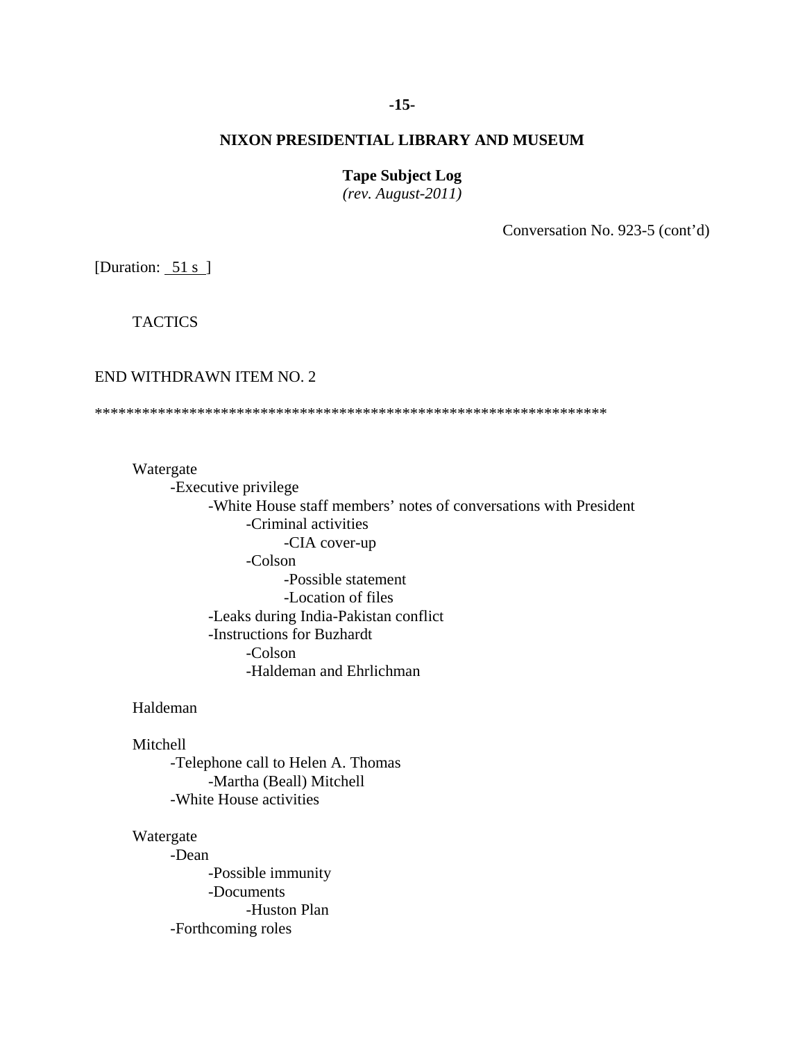## NIXON PRESIDENTIAL LIBRARY AND MUSEUM

**Tape Subject Log**
*(rev. August-2011)*

Conversation No. 923-5 (cont'd)

[Duration: 51 s ]

TACTICS

END WITHDRAWN ITEM NO. 2

*****************************************************************

Watergate
- -Executive privilege
  - -White House staff members' notes of conversations with President
    - -Criminal activities
      - -CIA cover-up
    - -Colson
      - -Possible statement
      - -Location of files
  - -Leaks during India-Pakistan conflict
  - -Instructions for Buzhardt
    - -Colson
    - -Haldeman and Ehrlichman

Haldeman

Mitchell
- -Telephone call to Helen A. Thomas
  - -Martha (Beall) Mitchell
- -White House activities

Watergate
- -Dean
  - -Possible immunity
  - -Documents
    - -Huston Plan
- -Forthcoming roles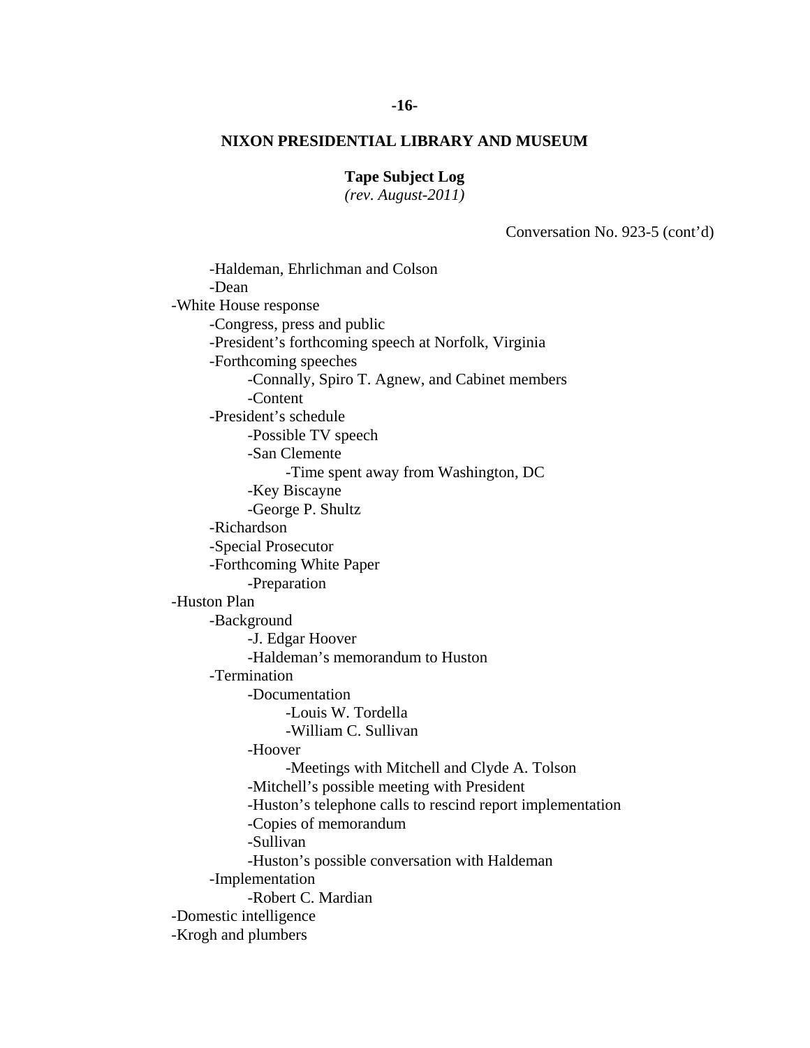**NIXON PRESIDENTIAL LIBRARY AND MUSEUM**

**Tape Subject Log**
*(rev. August-2011)*

Conversation No. 923-5 (cont'd)

- Haldeman, Ehrlichman and Colson
- Dean

-White House response
- Congress, press and public
- President's forthcoming speech at Norfolk, Virginia
- Forthcoming speeches
  - Connally, Spiro T. Agnew, and Cabinet members
  - Content
- President's schedule
  - Possible TV speech
  - San Clemente
    - Time spent away from Washington, DC
  - Key Biscayne
  - George P. Shultz
- Richardson
- Special Prosecutor
- Forthcoming White Paper
  - Preparation

-Huston Plan
- Background
  - J. Edgar Hoover
  - Haldeman's memorandum to Huston
- Termination
  - Documentation
    - Louis W. Tordella
    - William C. Sullivan
  - Hoover
    - Meetings with Mitchell and Clyde A. Tolson
  - Mitchell's possible meeting with President
  - Huston's telephone calls to rescind report implementation
  - Copies of memorandum
  - Sullivan
  - Huston's possible conversation with Haldeman
- Implementation
  - Robert C. Mardian

-Domestic intelligence

-Krogh and plumbers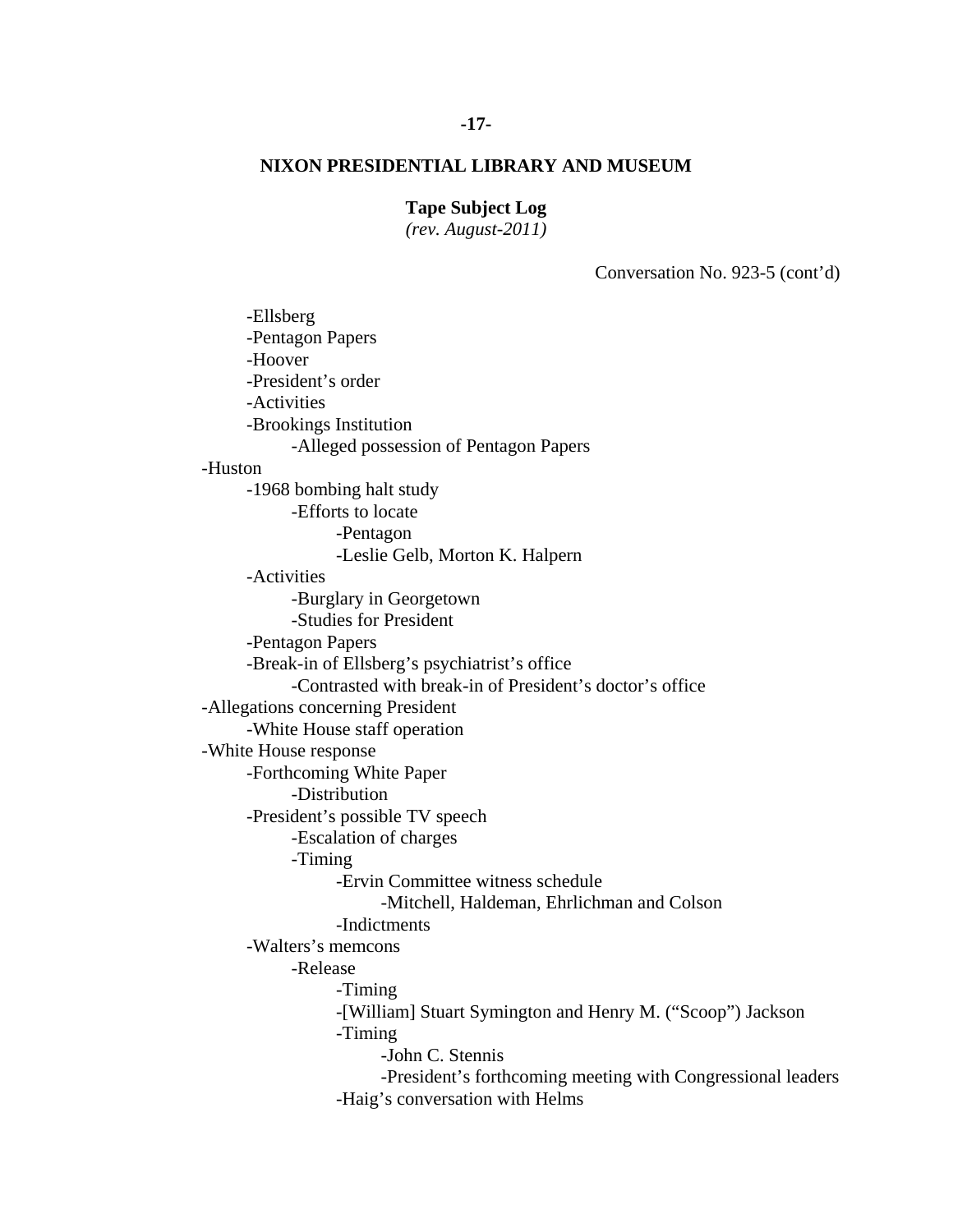**NIXON PRESIDENTIAL LIBRARY AND MUSEUM**

**Tape Subject Log**
*(rev. August-2011)*

Conversation No. 923-5 (cont'd)

- -Ellsberg
- -Pentagon Papers
- -Hoover
- -President's order
- -Activities
- -Brookings Institution
    - -Alleged possession of Pentagon Papers

-Huston
- -1968 bombing halt study
    - -Efforts to locate
        - -Pentagon
        - -Leslie Gelb, Morton K. Halpern
- -Activities
    - -Burglary in Georgetown
    - -Studies for President
- -Pentagon Papers
- -Break-in of Ellsberg's psychiatrist's office
    - -Contrasted with break-in of President's doctor's office

-Allegations concerning President
- -White House staff operation

-White House response
- -Forthcoming White Paper
    - -Distribution
- -President's possible TV speech
    - -Escalation of charges
    - -Timing
        - -Ervin Committee witness schedule
            - -Mitchell, Haldeman, Ehrlichman and Colson
        - -Indictments
- -Walters's memcons
    - -Release
        - -Timing
        - -[William] Stuart Symington and Henry M. ("Scoop") Jackson
        - -Timing
            - -John C. Stennis
            - -President's forthcoming meeting with Congressional leaders
        - -Haig's conversation with Helms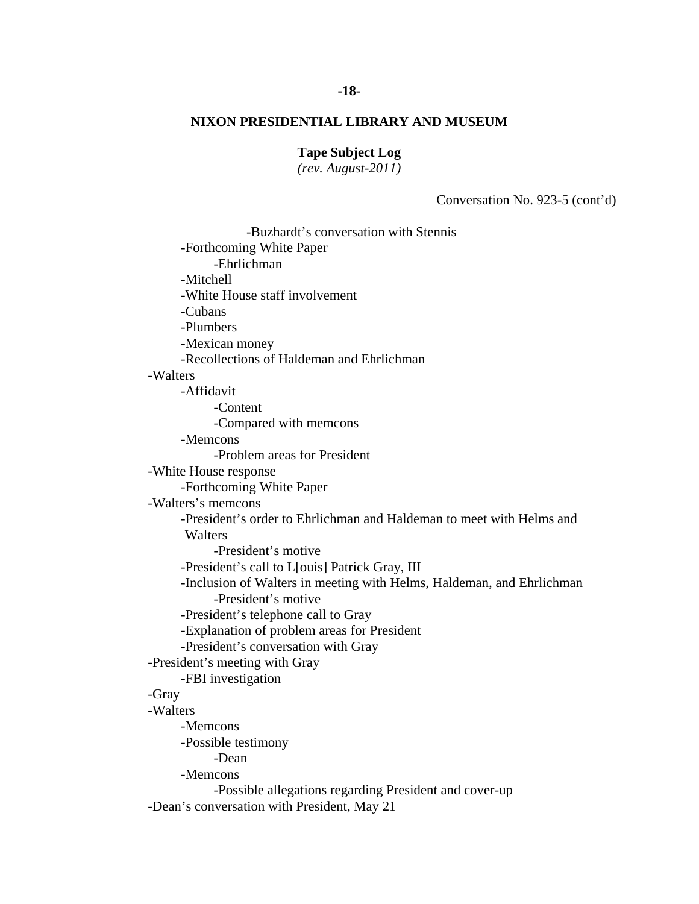**NIXON PRESIDENTIAL LIBRARY AND MUSEUM**

**Tape Subject Log**
*(rev. August-2011)*

Conversation No. 923-5 (cont'd)

- -Buzhardt's conversation with Stennis
- -Forthcoming White Paper
    - -Ehrlichman
- -Mitchell
- -White House staff involvement
- -Cubans
- -Plumbers
- -Mexican money
- -Recollections of Haldeman and Ehrlichman

-Walters
- -Affidavit
    - -Content
    - -Compared with memcons
- -Memcons
    - -Problem areas for President

-White House response
- -Forthcoming White Paper

-Walters's memcons
- -President's order to Ehrlichman and Haldeman to meet with Helms and Walters
    - -President's motive
- -President's call to L[ouis] Patrick Gray, III
- -Inclusion of Walters in meeting with Helms, Haldeman, and Ehrlichman
    - -President's motive
- -President's telephone call to Gray
- -Explanation of problem areas for President
- -President's conversation with Gray

-President's meeting with Gray
- -FBI investigation

-Gray

-Walters
- -Memcons
- -Possible testimony
    - -Dean
- -Memcons
    - -Possible allegations regarding President and cover-up

-Dean's conversation with President, May 21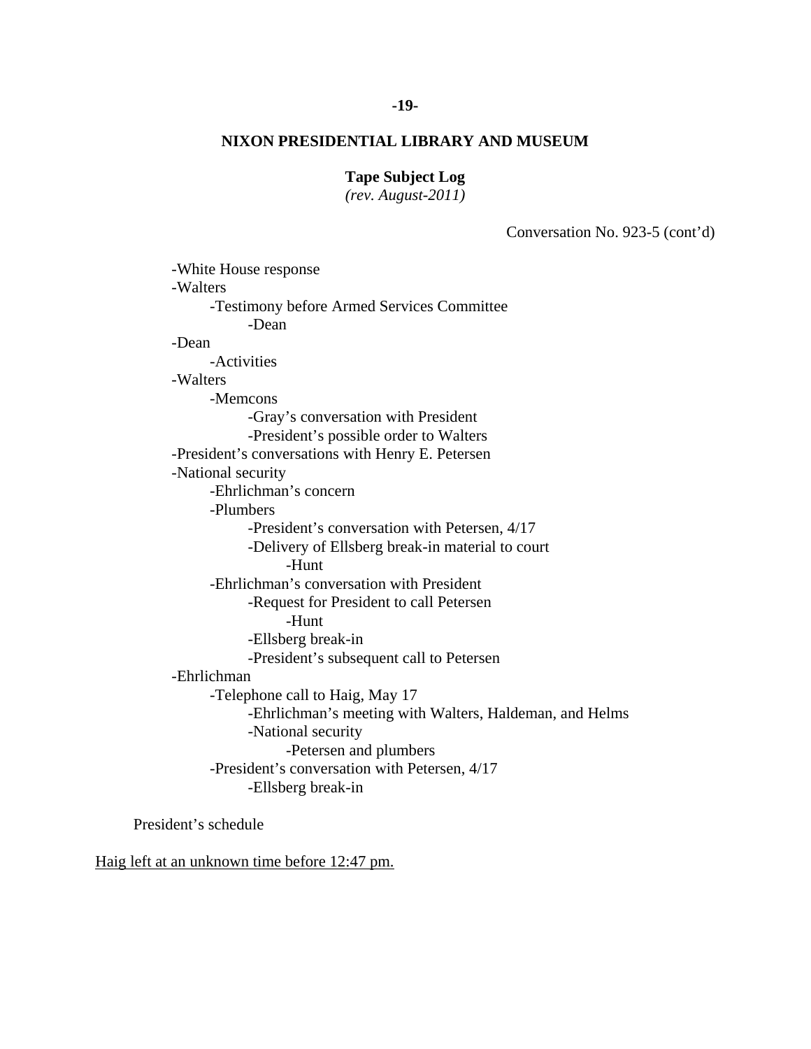**NIXON PRESIDENTIAL LIBRARY AND MUSEUM**

**Tape Subject Log**
*(rev. August-2011)*

Conversation No. 923-5 (cont'd)

- -White House response
- -Walters
  - -Testimony before Armed Services Committee
    - -Dean
- -Dean
  - -Activities
- -Walters
  - -Memcons
    - -Gray's conversation with President
    - -President's possible order to Walters
- -President's conversations with Henry E. Petersen
- -National security
  - -Ehrlichman's concern
  - -Plumbers
    - -President's conversation with Petersen, 4/17
    - -Delivery of Ellsberg break-in material to court
      - -Hunt
  - -Ehrlichman's conversation with President
    - -Request for President to call Petersen
      - -Hunt
    - -Ellsberg break-in
    - -President's subsequent call to Petersen
- -Ehrlichman
  - -Telephone call to Haig, May 17
    - -Ehrlichman's meeting with Walters, Haldeman, and Helms
    - -National security
      - -Petersen and plumbers
  - -President's conversation with Petersen, 4/17
    - -Ellsberg break-in

President's schedule

<u>Haig left at an unknown time before 12:47 pm.</u>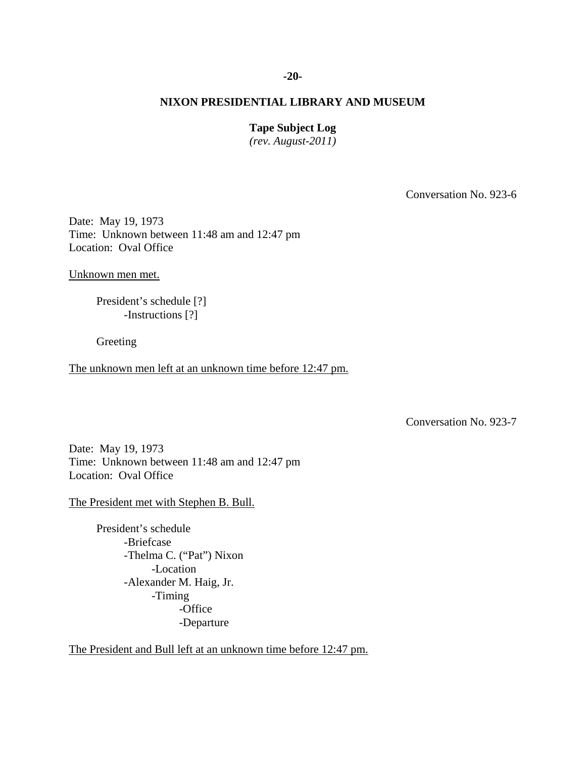**NIXON PRESIDENTIAL LIBRARY AND MUSEUM**

**Tape Subject Log**
*(rev. August-2011)*

Conversation No. 923-6

Date: May 19, 1973
Time: Unknown between 11:48 am and 12:47 pm
Location: Oval Office

<u>Unknown men met.</u>

- President's schedule [?]
  - -Instructions [?]

- Greeting

<u>The unknown men left at an unknown time before 12:47 pm.</u>

Conversation No. 923-7

Date: May 19, 1973
Time: Unknown between 11:48 am and 12:47 pm
Location: Oval Office

<u>The President met with Stephen B. Bull.</u>

- President's schedule
  - -Briefcase
  - -Thelma C. ("Pat") Nixon
    - -Location
  - -Alexander M. Haig, Jr.
    - -Timing
      - -Office
      - -Departure

<u>The President and Bull left at an unknown time before 12:47 pm.</u>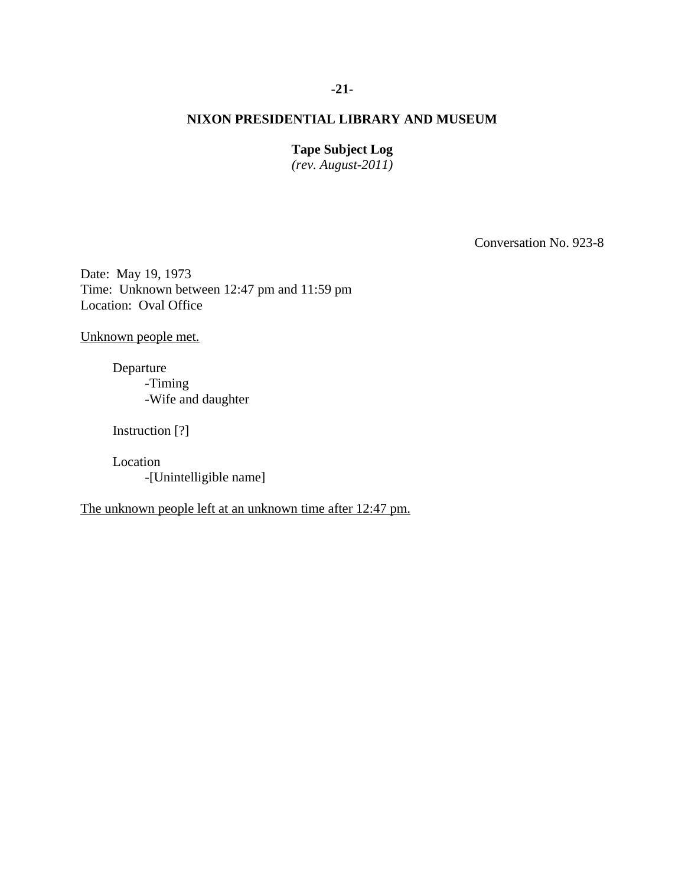**NIXON PRESIDENTIAL LIBRARY AND MUSEUM**

**Tape Subject Log**
*(rev. August-2011)*

Conversation No. 923-8

Date: May 19, 1973
Time: Unknown between 12:47 pm and 11:59 pm
Location: Oval Office

Unknown people met.

- Departure
  - -Timing
  - -Wife and daughter

- Instruction [?]

- Location
  - -[Unintelligible name]

The unknown people left at an unknown time after 12:47 pm.